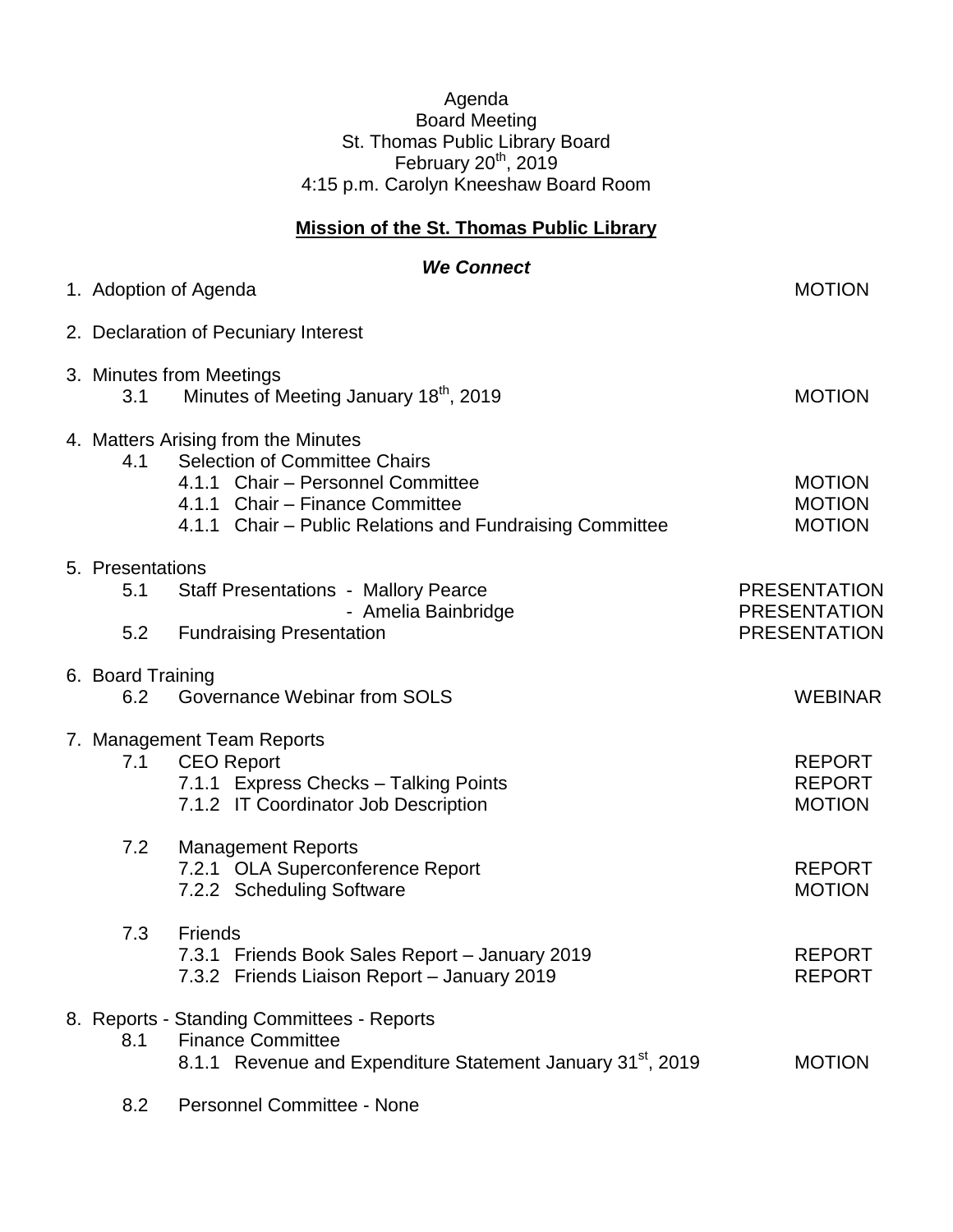Agenda
Board Meeting
St. Thomas Public Library Board
February 20th, 2019
4:15 p.m. Carolyn Kneeshaw Board Room

**Mission of the St. Thomas Public Library**

***We Connect***

| | | |
|---|---|---|
| 1. Adoption of Agenda | | MOTION |
| 2. Declaration of Pecuniary Interest | | |
| 3. Minutes from Meetings | | |
| 3.1 | Minutes of Meeting January 18th, 2019 | MOTION |
| 4. Matters Arising from the Minutes | | |
| 4.1 | Selection of Committee Chairs | |
| | 4.1.1 Chair – Personnel Committee | MOTION |
| | 4.1.1 Chair – Finance Committee | MOTION |
| | 4.1.1 Chair – Public Relations and Fundraising Committee | MOTION |
| 5. Presentations | | |
| 5.1 | Staff Presentations - Mallory Pearce | PRESENTATION |
| | - Amelia Bainbridge | PRESENTATION |
| 5.2 | Fundraising Presentation | PRESENTATION |
| 6. Board Training | | |
| 6.2 | Governance Webinar from SOLS | WEBINAR |
| 7. Management Team Reports | | |
| 7.1 | CEO Report | REPORT |
| | 7.1.1 Express Checks – Talking Points | REPORT |
| | 7.1.2 IT Coordinator Job Description | MOTION |
| 7.2 | Management Reports | |
| | 7.2.1 OLA Superconference Report | REPORT |
| | 7.2.2 Scheduling Software | MOTION |
| 7.3 | Friends | |
| | 7.3.1 Friends Book Sales Report – January 2019 | REPORT |
| | 7.3.2 Friends Liaison Report – January 2019 | REPORT |
| 8. Reports - Standing Committees - Reports | | |
| 8.1 | Finance Committee | |
| | 8.1.1 Revenue and Expenditure Statement January 31st, 2019 | MOTION |
| 8.2 | Personnel Committee - None | |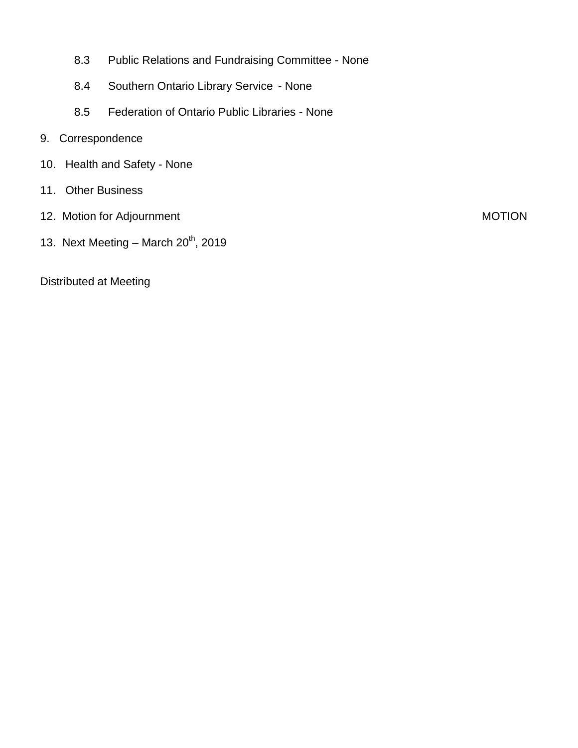8.3 Public Relations and Fundraising Committee - None

8.4 Southern Ontario Library Service - None

8.5 Federation of Ontario Public Libraries - None

9. Correspondence

10. Health and Safety - None

11. Other Business

12. Motion for Adjournment MOTION

13. Next Meeting – March 20th, 2019

Distributed at Meeting